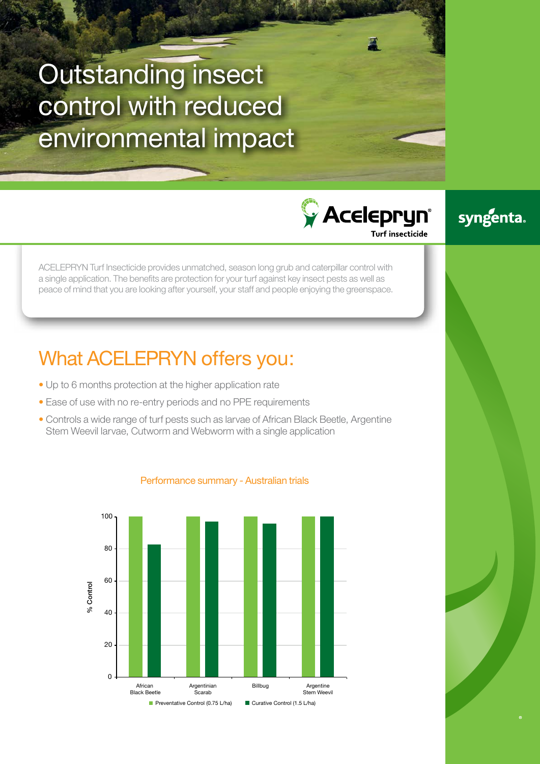# Outstanding insect control with reduced environmental impact

**Acelepryn®**
Turf insecticide

syngenta.

ACELEPRYN Turf Insecticide provides unmatched, season long grub and caterpillar control with a single application. The benefits are protection for your turf against key insect pests as well as peace of mind that you are looking after yourself, your staff and people enjoying the greenspace.

## What ACELEPRYN offers you:

- Up to 6 months protection at the higher application rate
- Ease of use with no re-entry periods and no PPE requirements
- Controls a wide range of turf pests such as larvae of African Black Beetle, Argentine Stem Weevil larvae, Cutworm and Webworm with a single application

Performance summary - Australian trials

| Pest | Preventative Control (0.75 L/ha) % Control | Curative Control (1.5 L/ha) % Control |
|---|---|---|
| African Black Beetle | 100 | ~83 |
| Argentinian Scarab | 100 | ~97 |
| Billbug | 100 | ~96 |
| Argentine Stem Weevil | 100 | 100 |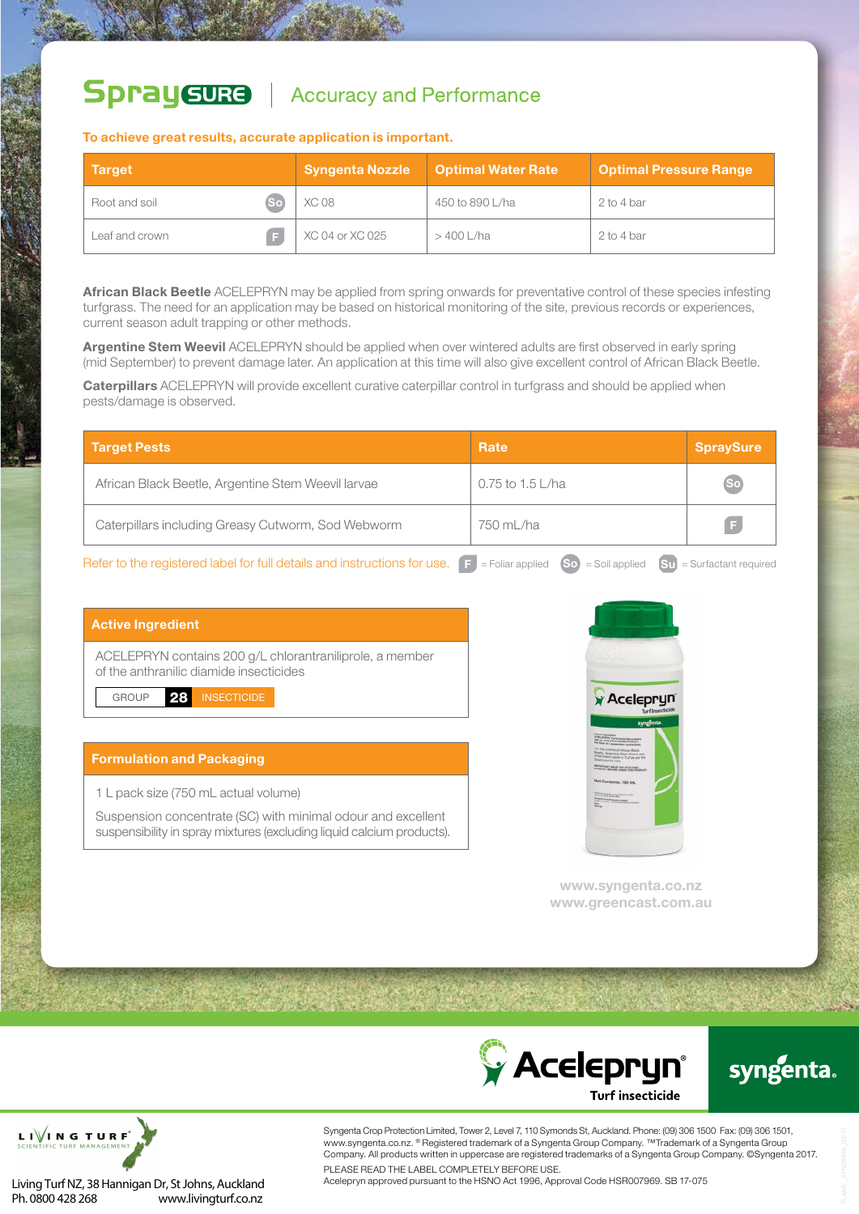# SpraySURE | Accuracy and Performance

**To achieve great results, accurate application is important.**

| Target | Syngenta Nozzle | Optimal Water Rate | Optimal Pressure Range |
|---|---|---|---|
| Root and soil So | XC 08 | 450 to 890 L/ha | 2 to 4 bar |
| Leaf and crown F | XC 04 or XC 025 | > 400 L/ha | 2 to 4 bar |

**African Black Beetle** ACELEPRYN may be applied from spring onwards for preventative control of these species infesting turfgrass. The need for an application may be based on historical monitoring of the site, previous records or experiences, current season adult trapping or other methods.

**Argentine Stem Weevil** ACELEPRYN should be applied when over wintered adults are first observed in early spring (mid September) to prevent damage later. An application at this time will also give excellent control of African Black Beetle.

**Caterpillars** ACELEPRYN will provide excellent curative caterpillar control in turfgrass and should be applied when pests/damage is observed.

| Target Pests | Rate | SpraySure |
|---|---|---|
| African Black Beetle, Argentine Stem Weevil larvae | 0.75 to 1.5 L/ha | So |
| Caterpillars including Greasy Cutworm, Sod Webworm | 750 mL/ha | F |

Refer to the registered label for full details and instructions for use. F = Foliar applied So = Soil applied Su = Surfactant required

## Active Ingredient

ACELEPRYN contains 200 g/L chlorantraniliprole, a member of the anthranilic diamide insecticides

GROUP 28 INSECTICIDE

## Formulation and Packaging

1 L pack size (750 mL actual volume)

Suspension concentrate (SC) with minimal odour and excellent suspensibility in spray mixtures (excluding liquid calcium products).

www.syngenta.co.nz
www.greencast.com.au

Acelepryn® Turf insecticide

syngenta

Living Turf NZ, 38 Hannigan Dr, St Johns, Auckland
Ph. 0800 428 268 www.livingturf.co.nz

Syngenta Crop Protection Limited, Tower 2, Level 7, 110 Symonds St, Auckland. Phone: (09) 306 1500 Fax: (09) 306 1501, www.syngenta.co.nz. ® Registered trademark of a Syngenta Group Company. ™Trademark of a Syngenta Group Company. All products written in uppercase are registered trademarks of a Syngenta Group Company. ©Syngenta 2017.

PLEASE READ THE LABEL COMPLETELY BEFORE USE.

Acelepryn approved pursuant to the HSNO Act 1996, Approval Code HSR007969. SB 17-075